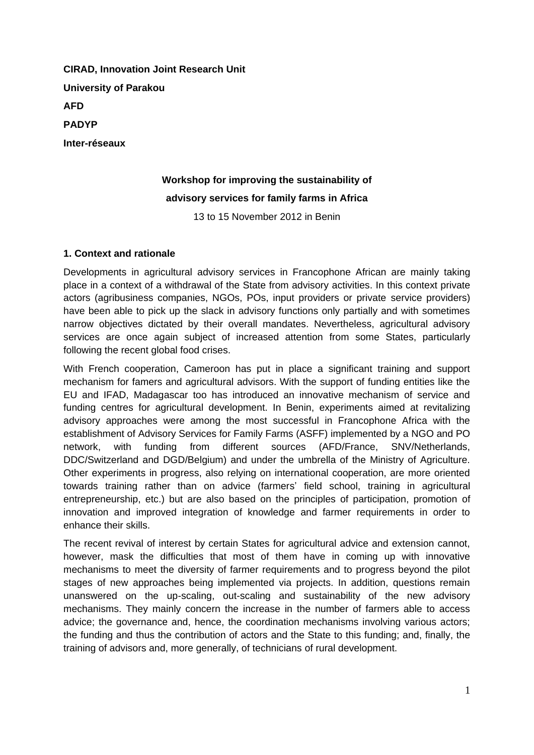**CIRAD, Innovation Joint Research Unit**

**University of Parakou**

**AFD**

**PADYP**

**Inter-réseaux**

# Workshop for improving the sustainability of advisory services for family farms in Africa

13 to 15 November 2012 in Benin

## 1. Context and rationale

Developments in agricultural advisory services in Francophone African are mainly taking place in a context of a withdrawal of the State from advisory activities. In this context private actors (agribusiness companies, NGOs, POs, input providers or private service providers) have been able to pick up the slack in advisory functions only partially and with sometimes narrow objectives dictated by their overall mandates. Nevertheless, agricultural advisory services are once again subject of increased attention from some States, particularly following the recent global food crises.

With French cooperation, Cameroon has put in place a significant training and support mechanism for famers and agricultural advisors. With the support of funding entities like the EU and IFAD, Madagascar too has introduced an innovative mechanism of service and funding centres for agricultural development. In Benin, experiments aimed at revitalizing advisory approaches were among the most successful in Francophone Africa with the establishment of Advisory Services for Family Farms (ASFF) implemented by a NGO and PO network, with funding from different sources (AFD/France, SNV/Netherlands, DDC/Switzerland and DGD/Belgium) and under the umbrella of the Ministry of Agriculture. Other experiments in progress, also relying on international cooperation, are more oriented towards training rather than on advice (farmers' field school, training in agricultural entrepreneurship, etc.) but are also based on the principles of participation, promotion of innovation and improved integration of knowledge and farmer requirements in order to enhance their skills.

The recent revival of interest by certain States for agricultural advice and extension cannot, however, mask the difficulties that most of them have in coming up with innovative mechanisms to meet the diversity of farmer requirements and to progress beyond the pilot stages of new approaches being implemented via projects. In addition, questions remain unanswered on the up-scaling, out-scaling and sustainability of the new advisory mechanisms. They mainly concern the increase in the number of farmers able to access advice; the governance and, hence, the coordination mechanisms involving various actors; the funding and thus the contribution of actors and the State to this funding; and, finally, the training of advisors and, more generally, of technicians of rural development.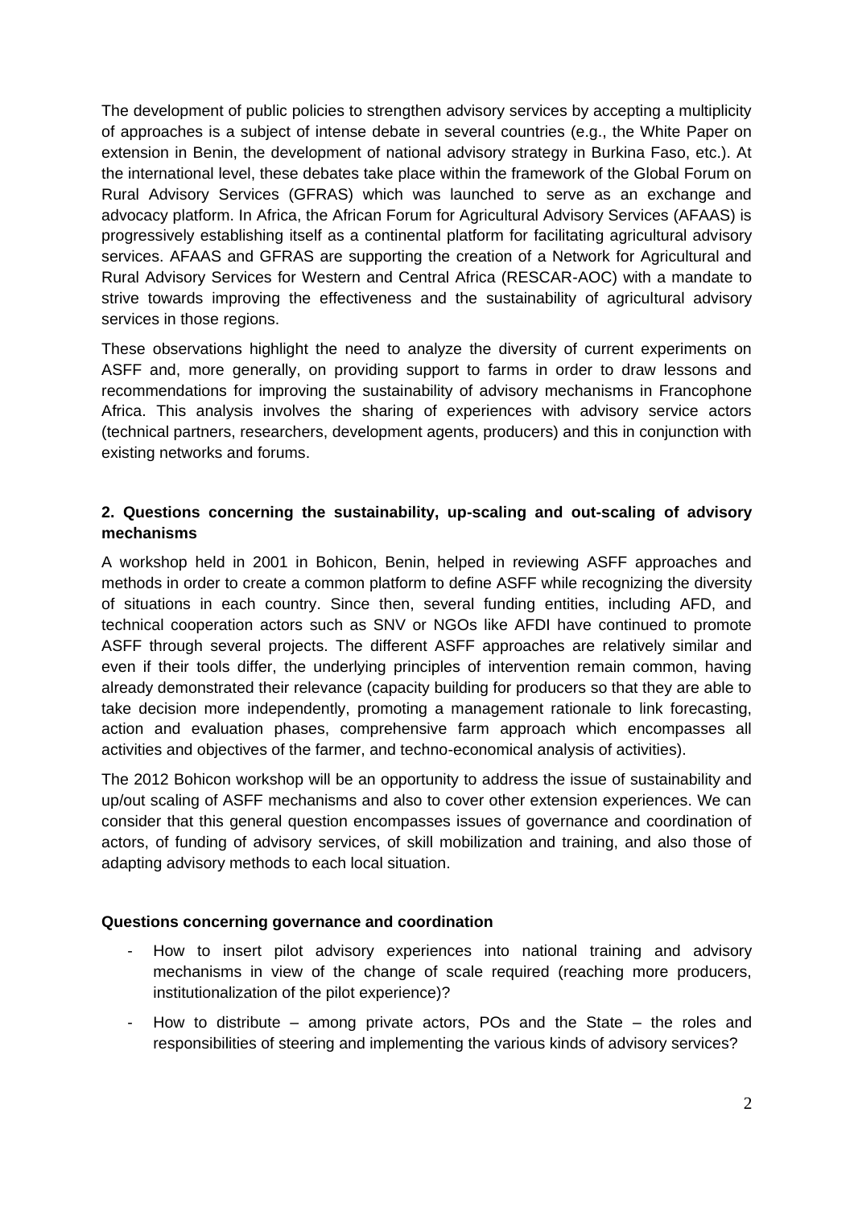The development of public policies to strengthen advisory services by accepting a multiplicity of approaches is a subject of intense debate in several countries (e.g., the White Paper on extension in Benin, the development of national advisory strategy in Burkina Faso, etc.). At the international level, these debates take place within the framework of the Global Forum on Rural Advisory Services (GFRAS) which was launched to serve as an exchange and advocacy platform. In Africa, the African Forum for Agricultural Advisory Services (AFAAS) is progressively establishing itself as a continental platform for facilitating agricultural advisory services. AFAAS and GFRAS are supporting the creation of a Network for Agricultural and Rural Advisory Services for Western and Central Africa (RESCAR-AOC) with a mandate to strive towards improving the effectiveness and the sustainability of agricultural advisory services in those regions.

These observations highlight the need to analyze the diversity of current experiments on ASFF and, more generally, on providing support to farms in order to draw lessons and recommendations for improving the sustainability of advisory mechanisms in Francophone Africa. This analysis involves the sharing of experiences with advisory service actors (technical partners, researchers, development agents, producers) and this in conjunction with existing networks and forums.

## 2. Questions concerning the sustainability, up-scaling and out-scaling of advisory mechanisms

A workshop held in 2001 in Bohicon, Benin, helped in reviewing ASFF approaches and methods in order to create a common platform to define ASFF while recognizing the diversity of situations in each country. Since then, several funding entities, including AFD, and technical cooperation actors such as SNV or NGOs like AFDI have continued to promote ASFF through several projects. The different ASFF approaches are relatively similar and even if their tools differ, the underlying principles of intervention remain common, having already demonstrated their relevance (capacity building for producers so that they are able to take decision more independently, promoting a management rationale to link forecasting, action and evaluation phases, comprehensive farm approach which encompasses all activities and objectives of the farmer, and techno-economical analysis of activities).

The 2012 Bohicon workshop will be an opportunity to address the issue of sustainability and up/out scaling of ASFF mechanisms and also to cover other extension experiences. We can consider that this general question encompasses issues of governance and coordination of actors, of funding of advisory services, of skill mobilization and training, and also those of adapting advisory methods to each local situation.

### Questions concerning governance and coordination

- How to insert pilot advisory experiences into national training and advisory mechanisms in view of the change of scale required (reaching more producers, institutionalization of the pilot experience)?
- How to distribute – among private actors, POs and the State – the roles and responsibilities of steering and implementing the various kinds of advisory services?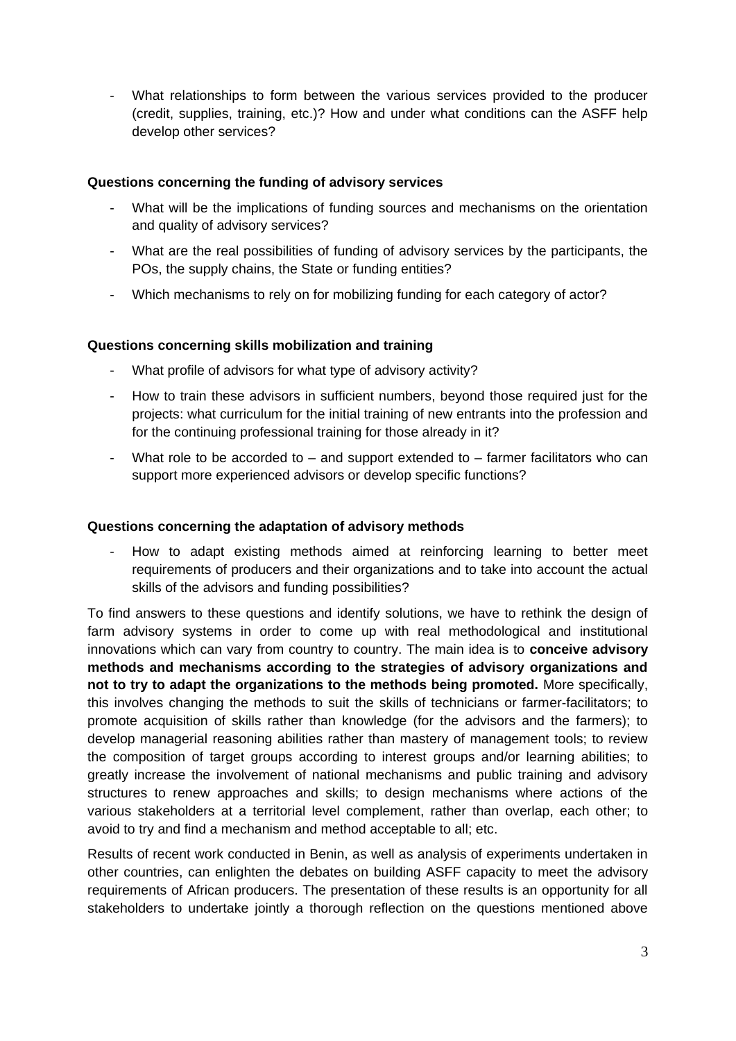- What relationships to form between the various services provided to the producer (credit, supplies, training, etc.)? How and under what conditions can the ASFF help develop other services?

**Questions concerning the funding of advisory services**

- What will be the implications of funding sources and mechanisms on the orientation and quality of advisory services?
- What are the real possibilities of funding of advisory services by the participants, the POs, the supply chains, the State or funding entities?
- Which mechanisms to rely on for mobilizing funding for each category of actor?

**Questions concerning skills mobilization and training**

- What profile of advisors for what type of advisory activity?
- How to train these advisors in sufficient numbers, beyond those required just for the projects: what curriculum for the initial training of new entrants into the profession and for the continuing professional training for those already in it?
- What role to be accorded to – and support extended to – farmer facilitators who can support more experienced advisors or develop specific functions?

**Questions concerning the adaptation of advisory methods**

- How to adapt existing methods aimed at reinforcing learning to better meet requirements of producers and their organizations and to take into account the actual skills of the advisors and funding possibilities?

To find answers to these questions and identify solutions, we have to rethink the design of farm advisory systems in order to come up with real methodological and institutional innovations which can vary from country to country. The main idea is to **conceive advisory methods and mechanisms according to the strategies of advisory organizations and not to try to adapt the organizations to the methods being promoted.** More specifically, this involves changing the methods to suit the skills of technicians or farmer-facilitators; to promote acquisition of skills rather than knowledge (for the advisors and the farmers); to develop managerial reasoning abilities rather than mastery of management tools; to review the composition of target groups according to interest groups and/or learning abilities; to greatly increase the involvement of national mechanisms and public training and advisory structures to renew approaches and skills; to design mechanisms where actions of the various stakeholders at a territorial level complement, rather than overlap, each other; to avoid to try and find a mechanism and method acceptable to all; etc.

Results of recent work conducted in Benin, as well as analysis of experiments undertaken in other countries, can enlighten the debates on building ASFF capacity to meet the advisory requirements of African producers. The presentation of these results is an opportunity for all stakeholders to undertake jointly a thorough reflection on the questions mentioned above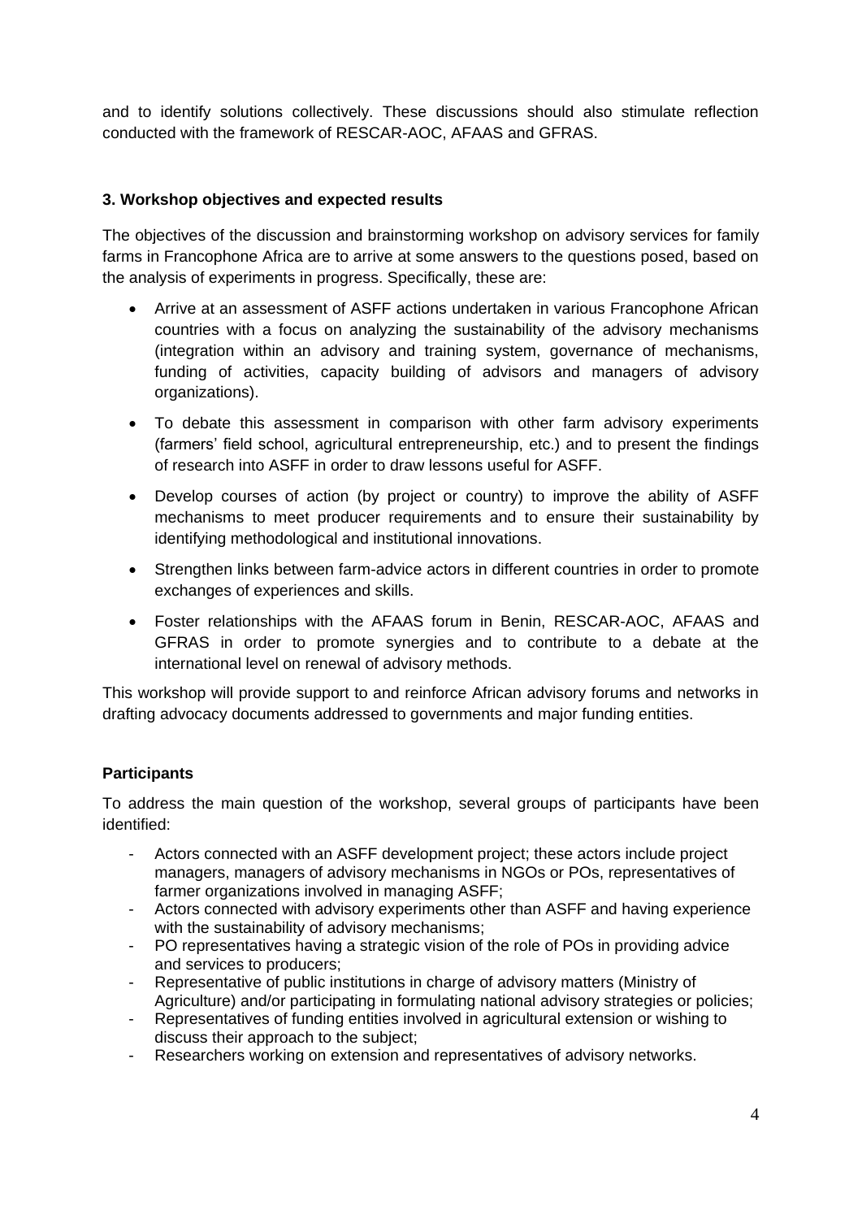and to identify solutions collectively. These discussions should also stimulate reflection conducted with the framework of RESCAR-AOC, AFAAS and GFRAS.

### 3. Workshop objectives and expected results

The objectives of the discussion and brainstorming workshop on advisory services for family farms in Francophone Africa are to arrive at some answers to the questions posed, based on the analysis of experiments in progress. Specifically, these are:

- Arrive at an assessment of ASFF actions undertaken in various Francophone African countries with a focus on analyzing the sustainability of the advisory mechanisms (integration within an advisory and training system, governance of mechanisms, funding of activities, capacity building of advisors and managers of advisory organizations).
- To debate this assessment in comparison with other farm advisory experiments (farmers' field school, agricultural entrepreneurship, etc.) and to present the findings of research into ASFF in order to draw lessons useful for ASFF.
- Develop courses of action (by project or country) to improve the ability of ASFF mechanisms to meet producer requirements and to ensure their sustainability by identifying methodological and institutional innovations.
- Strengthen links between farm-advice actors in different countries in order to promote exchanges of experiences and skills.
- Foster relationships with the AFAAS forum in Benin, RESCAR-AOC, AFAAS and GFRAS in order to promote synergies and to contribute to a debate at the international level on renewal of advisory methods.

This workshop will provide support to and reinforce African advisory forums and networks in drafting advocacy documents addressed to governments and major funding entities.

### Participants

To address the main question of the workshop, several groups of participants have been identified:

- Actors connected with an ASFF development project; these actors include project managers, managers of advisory mechanisms in NGOs or POs, representatives of farmer organizations involved in managing ASFF;
- Actors connected with advisory experiments other than ASFF and having experience with the sustainability of advisory mechanisms;
- PO representatives having a strategic vision of the role of POs in providing advice and services to producers;
- Representative of public institutions in charge of advisory matters (Ministry of Agriculture) and/or participating in formulating national advisory strategies or policies;
- Representatives of funding entities involved in agricultural extension or wishing to discuss their approach to the subject;
- Researchers working on extension and representatives of advisory networks.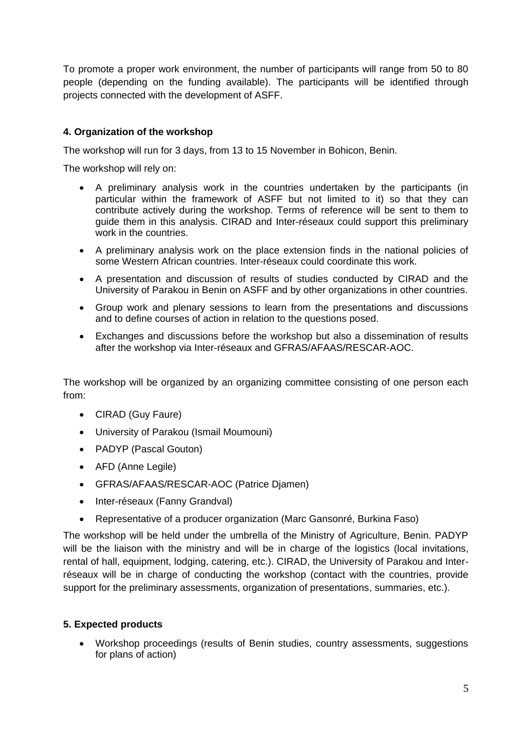To promote a proper work environment, the number of participants will range from 50 to 80 people (depending on the funding available). The participants will be identified through projects connected with the development of ASFF.

### 4. Organization of the workshop

The workshop will run for 3 days, from 13 to 15 November in Bohicon, Benin.

The workshop will rely on:

- A preliminary analysis work in the countries undertaken by the participants (in particular within the framework of ASFF but not limited to it) so that they can contribute actively during the workshop. Terms of reference will be sent to them to guide them in this analysis. CIRAD and Inter-réseaux could support this preliminary work in the countries.
- A preliminary analysis work on the place extension finds in the national policies of some Western African countries. Inter-réseaux could coordinate this work.
- A presentation and discussion of results of studies conducted by CIRAD and the University of Parakou in Benin on ASFF and by other organizations in other countries.
- Group work and plenary sessions to learn from the presentations and discussions and to define courses of action in relation to the questions posed.
- Exchanges and discussions before the workshop but also a dissemination of results after the workshop via Inter-réseaux and GFRAS/AFAAS/RESCAR-AOC.

The workshop will be organized by an organizing committee consisting of one person each from:

- CIRAD (Guy Faure)
- University of Parakou (Ismail Moumouni)
- PADYP (Pascal Gouton)
- AFD (Anne Legile)
- GFRAS/AFAAS/RESCAR-AOC (Patrice Djamen)
- Inter-réseaux (Fanny Grandval)
- Representative of a producer organization (Marc Gansonré, Burkina Faso)

The workshop will be held under the umbrella of the Ministry of Agriculture, Benin. PADYP will be the liaison with the ministry and will be in charge of the logistics (local invitations, rental of hall, equipment, lodging, catering, etc.). CIRAD, the University of Parakou and Inter-réseaux will be in charge of conducting the workshop (contact with the countries, provide support for the preliminary assessments, organization of presentations, summaries, etc.).

### 5. Expected products

- Workshop proceedings (results of Benin studies, country assessments, suggestions for plans of action)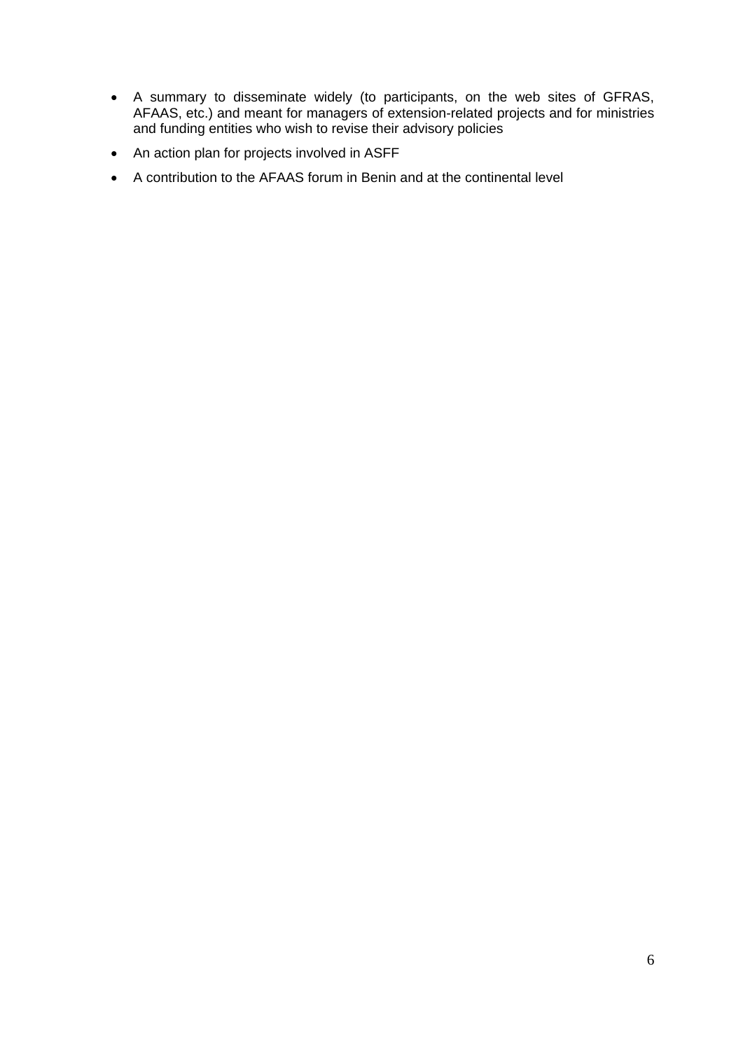- A summary to disseminate widely (to participants, on the web sites of GFRAS, AFAAS, etc.) and meant for managers of extension-related projects and for ministries and funding entities who wish to revise their advisory policies
- An action plan for projects involved in ASFF
- A contribution to the AFAAS forum in Benin and at the continental level